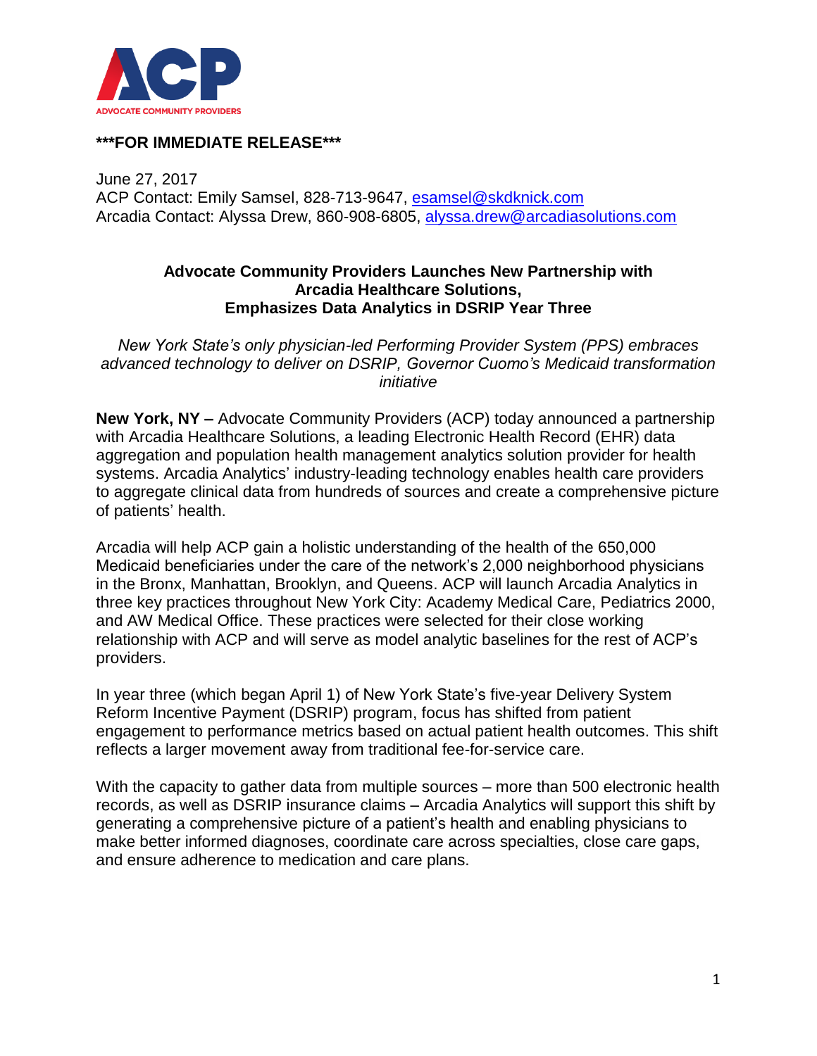ACP
ADVOCATE COMMUNITY PROVIDERS

**\*\*\*FOR IMMEDIATE RELEASE\*\*\***

June 27, 2017
ACP Contact: Emily Samsel, 828-713-9647, esamsel@skdknick.com
Arcadia Contact: Alyssa Drew, 860-908-6805, alyssa.drew@arcadiasolutions.com

## Advocate Community Providers Launches New Partnership with Arcadia Healthcare Solutions, Emphasizes Data Analytics in DSRIP Year Three

*New York State's only physician-led Performing Provider System (PPS) embraces advanced technology to deliver on DSRIP, Governor Cuomo's Medicaid transformation initiative*

**New York, NY –** Advocate Community Providers (ACP) today announced a partnership with Arcadia Healthcare Solutions, a leading Electronic Health Record (EHR) data aggregation and population health management analytics solution provider for health systems. Arcadia Analytics' industry-leading technology enables health care providers to aggregate clinical data from hundreds of sources and create a comprehensive picture of patients' health.

Arcadia will help ACP gain a holistic understanding of the health of the 650,000 Medicaid beneficiaries under the care of the network's 2,000 neighborhood physicians in the Bronx, Manhattan, Brooklyn, and Queens. ACP will launch Arcadia Analytics in three key practices throughout New York City: Academy Medical Care, Pediatrics 2000, and AW Medical Office. These practices were selected for their close working relationship with ACP and will serve as model analytic baselines for the rest of ACP's providers.

In year three (which began April 1) of New York State's five-year Delivery System Reform Incentive Payment (DSRIP) program, focus has shifted from patient engagement to performance metrics based on actual patient health outcomes. This shift reflects a larger movement away from traditional fee-for-service care.

With the capacity to gather data from multiple sources – more than 500 electronic health records, as well as DSRIP insurance claims – Arcadia Analytics will support this shift by generating a comprehensive picture of a patient's health and enabling physicians to make better informed diagnoses, coordinate care across specialties, close care gaps, and ensure adherence to medication and care plans.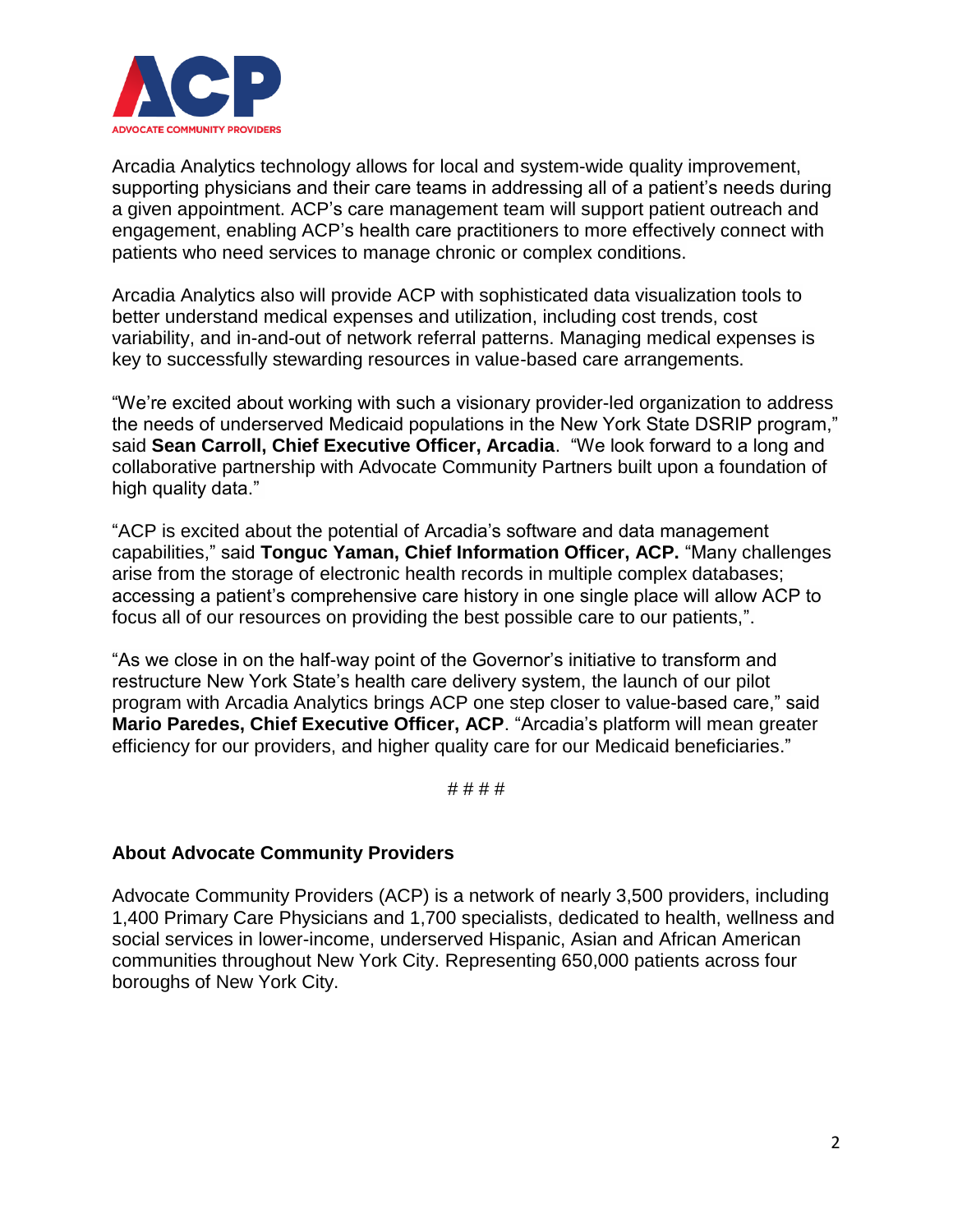Arcadia Analytics technology allows for local and system-wide quality improvement, supporting physicians and their care teams in addressing all of a patient's needs during a given appointment. ACP's care management team will support patient outreach and engagement, enabling ACP's health care practitioners to more effectively connect with patients who need services to manage chronic or complex conditions.

Arcadia Analytics also will provide ACP with sophisticated data visualization tools to better understand medical expenses and utilization, including cost trends, cost variability, and in-and-out of network referral patterns. Managing medical expenses is key to successfully stewarding resources in value-based care arrangements.

"We're excited about working with such a visionary provider-led organization to address the needs of underserved Medicaid populations in the New York State DSRIP program," said **Sean Carroll, Chief Executive Officer, Arcadia**. "We look forward to a long and collaborative partnership with Advocate Community Partners built upon a foundation of high quality data."

"ACP is excited about the potential of Arcadia's software and data management capabilities," said **Tonguc Yaman, Chief Information Officer, ACP.** "Many challenges arise from the storage of electronic health records in multiple complex databases; accessing a patient's comprehensive care history in one single place will allow ACP to focus all of our resources on providing the best possible care to our patients,".

"As we close in on the half-way point of the Governor's initiative to transform and restructure New York State's health care delivery system, the launch of our pilot program with Arcadia Analytics brings ACP one step closer to value-based care," said **Mario Paredes, Chief Executive Officer, ACP**. "Arcadia's platform will mean greater efficiency for our providers, and higher quality care for our Medicaid beneficiaries."

# # # #

**About Advocate Community Providers**

Advocate Community Providers (ACP) is a network of nearly 3,500 providers, including 1,400 Primary Care Physicians and 1,700 specialists, dedicated to health, wellness and social services in lower-income, underserved Hispanic, Asian and African American communities throughout New York City. Representing 650,000 patients across four boroughs of New York City.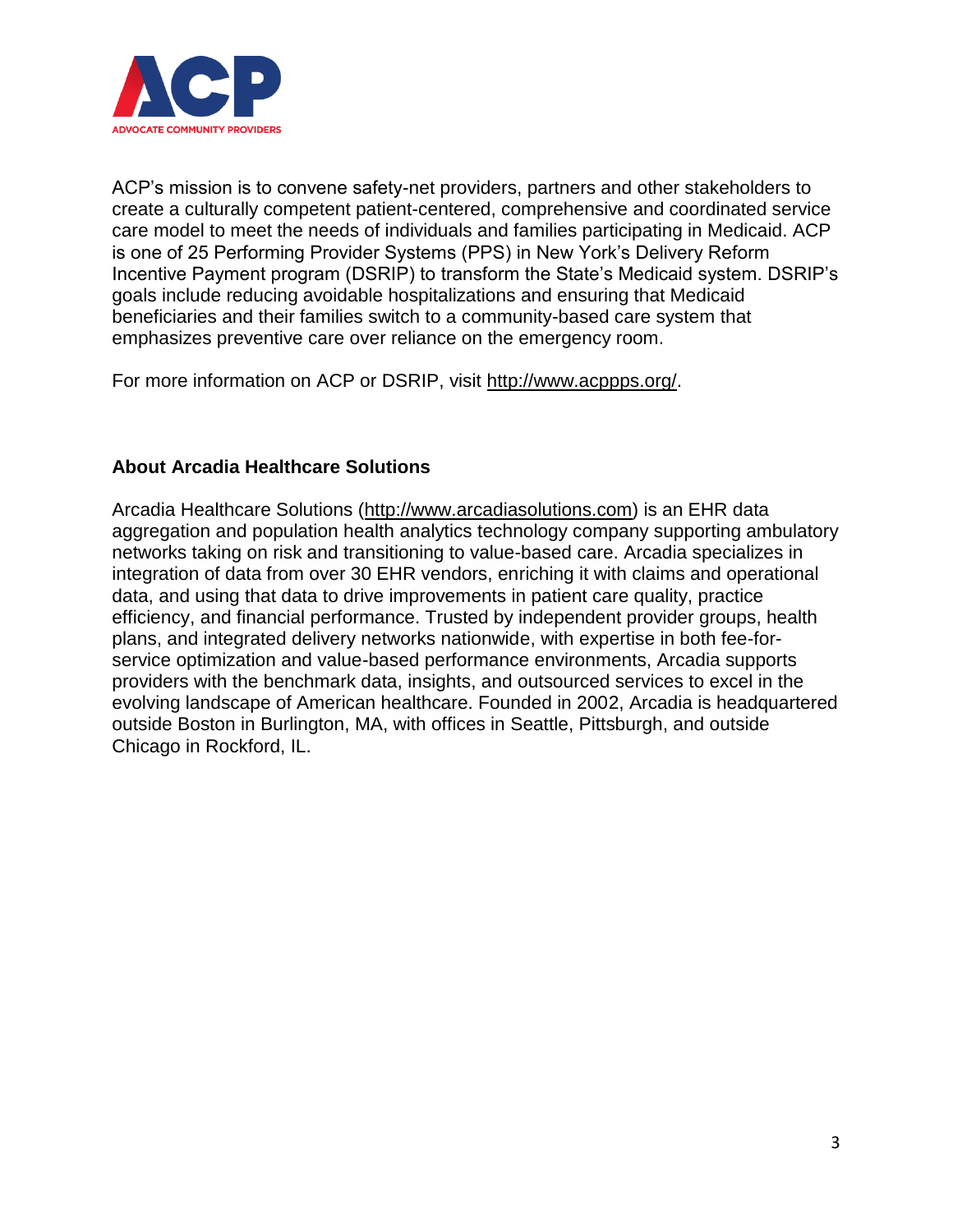ACP's mission is to convene safety-net providers, partners and other stakeholders to create a culturally competent patient-centered, comprehensive and coordinated service care model to meet the needs of individuals and families participating in Medicaid. ACP is one of 25 Performing Provider Systems (PPS) in New York's Delivery Reform Incentive Payment program (DSRIP) to transform the State's Medicaid system. DSRIP's goals include reducing avoidable hospitalizations and ensuring that Medicaid beneficiaries and their families switch to a community-based care system that emphasizes preventive care over reliance on the emergency room.

For more information on ACP or DSRIP, visit http://www.acppps.org/.

**About Arcadia Healthcare Solutions**

Arcadia Healthcare Solutions (http://www.arcadiasolutions.com) is an EHR data aggregation and population health analytics technology company supporting ambulatory networks taking on risk and transitioning to value-based care. Arcadia specializes in integration of data from over 30 EHR vendors, enriching it with claims and operational data, and using that data to drive improvements in patient care quality, practice efficiency, and financial performance. Trusted by independent provider groups, health plans, and integrated delivery networks nationwide, with expertise in both fee-for-service optimization and value-based performance environments, Arcadia supports providers with the benchmark data, insights, and outsourced services to excel in the evolving landscape of American healthcare. Founded in 2002, Arcadia is headquartered outside Boston in Burlington, MA, with offices in Seattle, Pittsburgh, and outside Chicago in Rockford, IL.